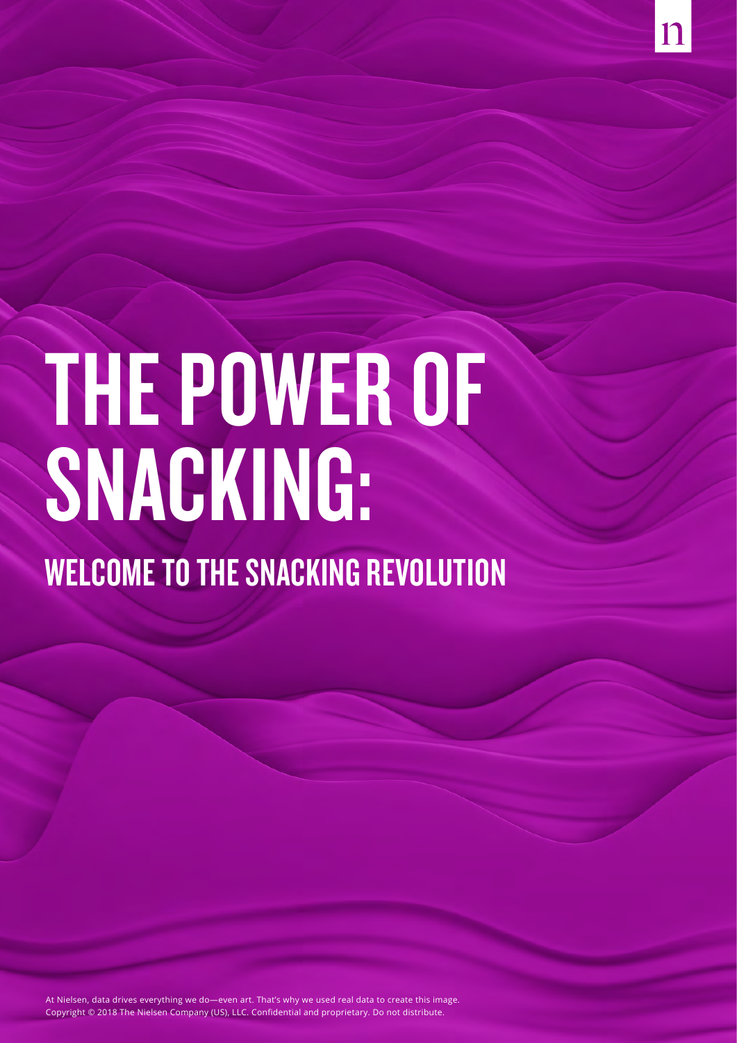# THE POWER OF SNACKING:

## WELCOME TO THE SNACKING REVOLUTION

At Nielsen, data drives everything we do—even art. That's why we used real data to create this image.
Copyright © 2018 The Nielsen Company (US), LLC. Confidential and proprietary. Do not distribute.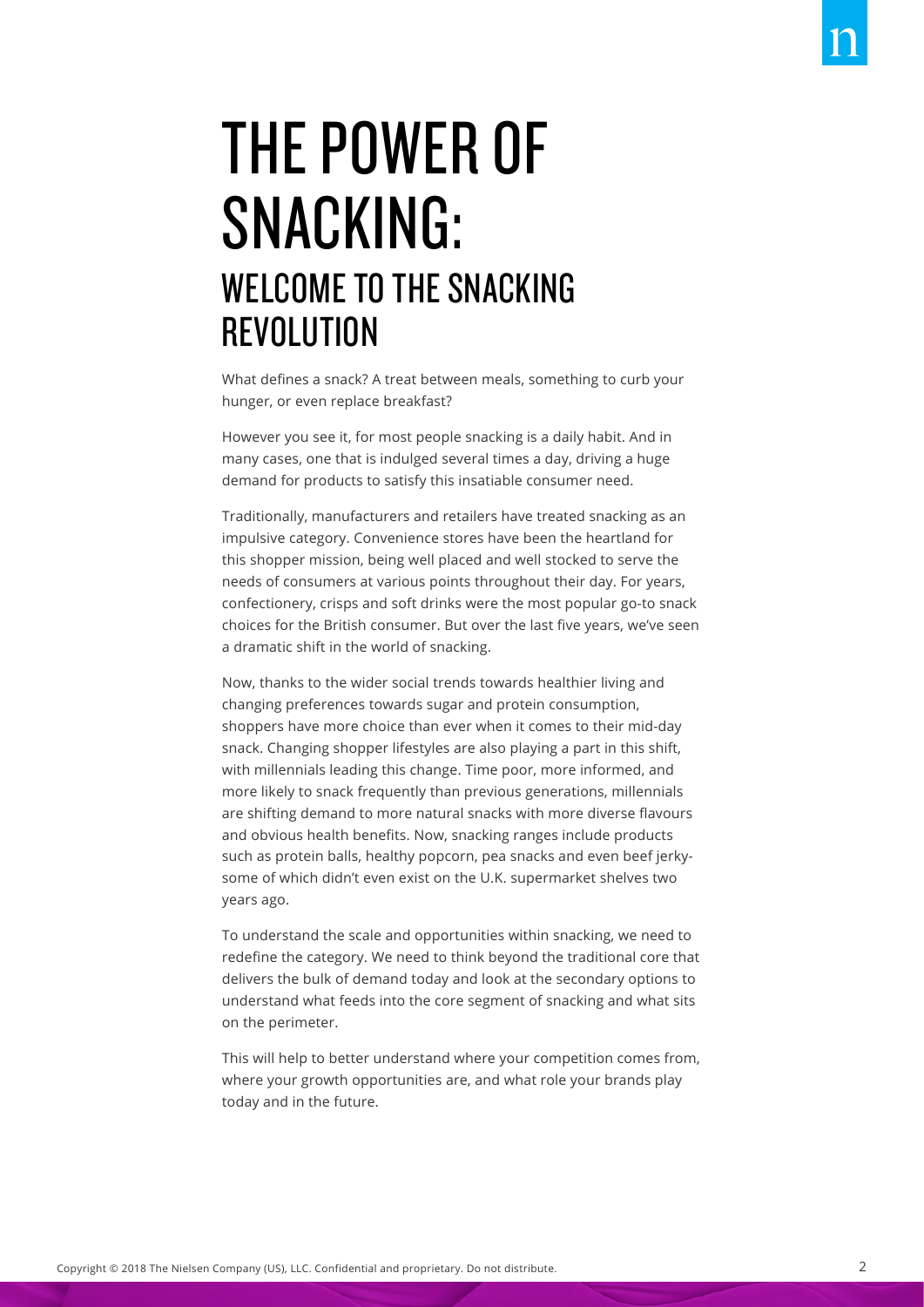# THE POWER OF SNACKING:

## WELCOME TO THE SNACKING REVOLUTION

What defines a snack? A treat between meals, something to curb your hunger, or even replace breakfast?

However you see it, for most people snacking is a daily habit. And in many cases, one that is indulged several times a day, driving a huge demand for products to satisfy this insatiable consumer need.

Traditionally, manufacturers and retailers have treated snacking as an impulsive category. Convenience stores have been the heartland for this shopper mission, being well placed and well stocked to serve the needs of consumers at various points throughout their day. For years, confectionery, crisps and soft drinks were the most popular go-to snack choices for the British consumer. But over the last five years, we've seen a dramatic shift in the world of snacking.

Now, thanks to the wider social trends towards healthier living and changing preferences towards sugar and protein consumption, shoppers have more choice than ever when it comes to their mid-day snack. Changing shopper lifestyles are also playing a part in this shift, with millennials leading this change. Time poor, more informed, and more likely to snack frequently than previous generations, millennials are shifting demand to more natural snacks with more diverse flavours and obvious health benefits. Now, snacking ranges include products such as protein balls, healthy popcorn, pea snacks and even beef jerky- some of which didn't even exist on the U.K. supermarket shelves two years ago.

To understand the scale and opportunities within snacking, we need to redefine the category. We need to think beyond the traditional core that delivers the bulk of demand today and look at the secondary options to understand what feeds into the core segment of snacking and what sits on the perimeter.

This will help to better understand where your competition comes from, where your growth opportunities are, and what role your brands play today and in the future.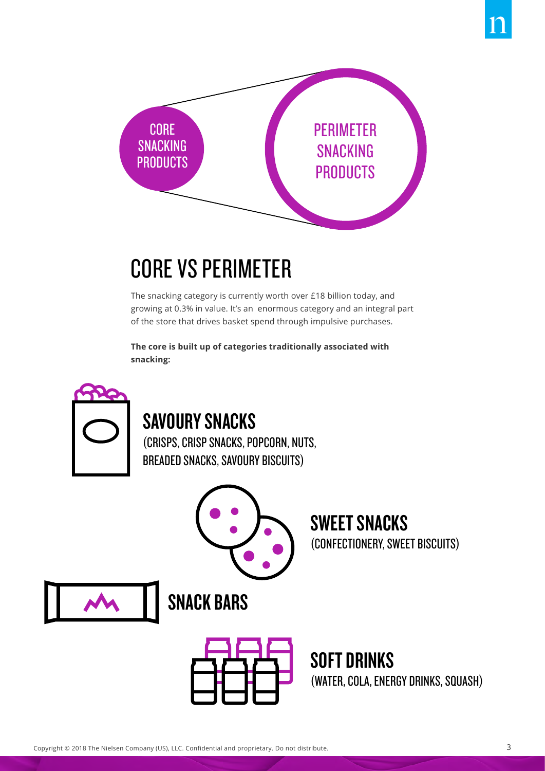CORE SNACKING PRODUCTS

PERIMETER SNACKING PRODUCTS

# CORE VS PERIMETER

The snacking category is currently worth over £18 billion today, and growing at 0.3% in value. It's an enormous category and an integral part of the store that drives basket spend through impulsive purchases.

**The core is built up of categories traditionally associated with snacking:**

## SAVOURY SNACKS

(CRISPS, CRISP SNACKS, POPCORN, NUTS, BREADED SNACKS, SAVOURY BISCUITS)

## SWEET SNACKS

(CONFECTIONERY, SWEET BISCUITS)

## SNACK BARS

## SOFT DRINKS

(WATER, COLA, ENERGY DRINKS, SQUASH)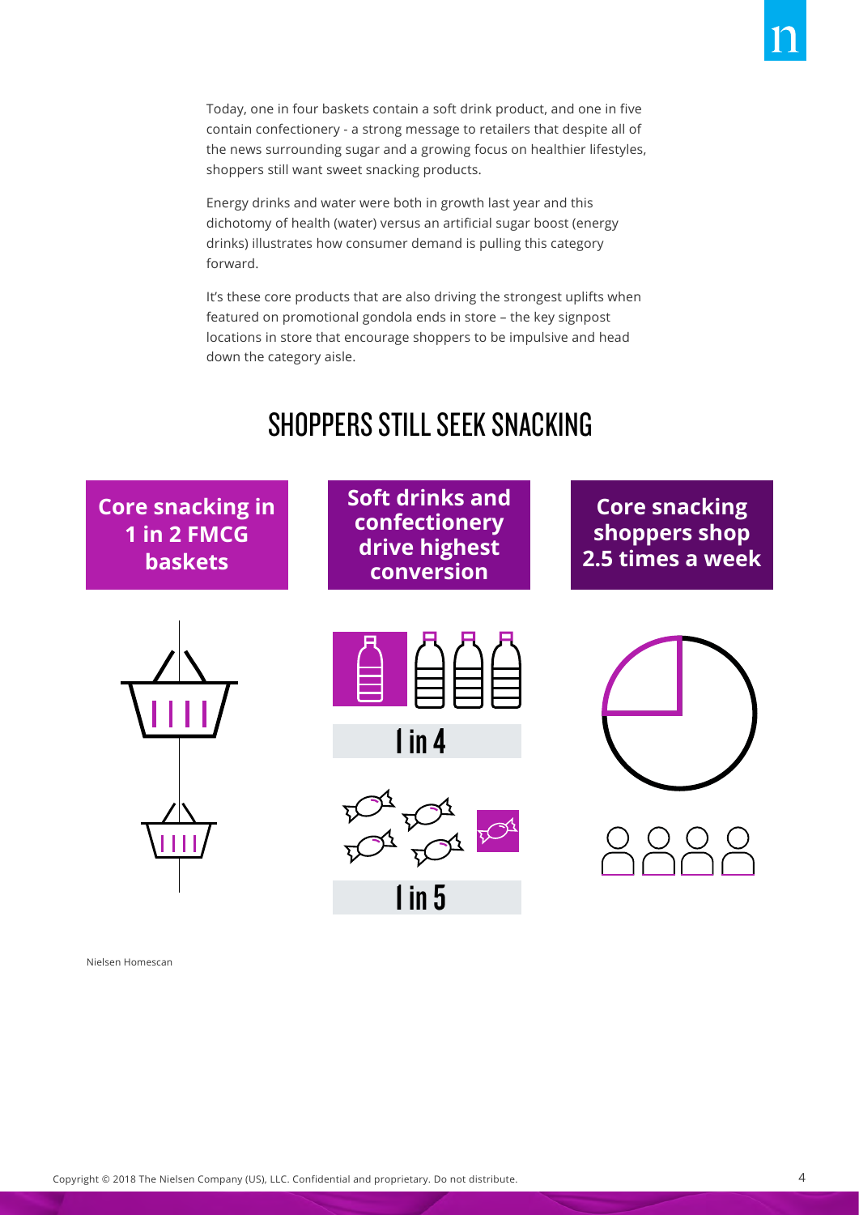Today, one in four baskets contain a soft drink product, and one in five contain confectionery - a strong message to retailers that despite all of the news surrounding sugar and a growing focus on healthier lifestyles, shoppers still want sweet snacking products.

Energy drinks and water were both in growth last year and this dichotomy of health (water) versus an artificial sugar boost (energy drinks) illustrates how consumer demand is pulling this category forward.

It's these core products that are also driving the strongest uplifts when featured on promotional gondola ends in store – the key signpost locations in store that encourage shoppers to be impulsive and head down the category aisle.

## SHOPPERS STILL SEEK SNACKING

**Core snacking in 1 in 2 FMCG baskets**

**Soft drinks and confectionery drive highest conversion**

1 in 4

1 in 5

**Core snacking shoppers shop 2.5 times a week**

Nielsen Homescan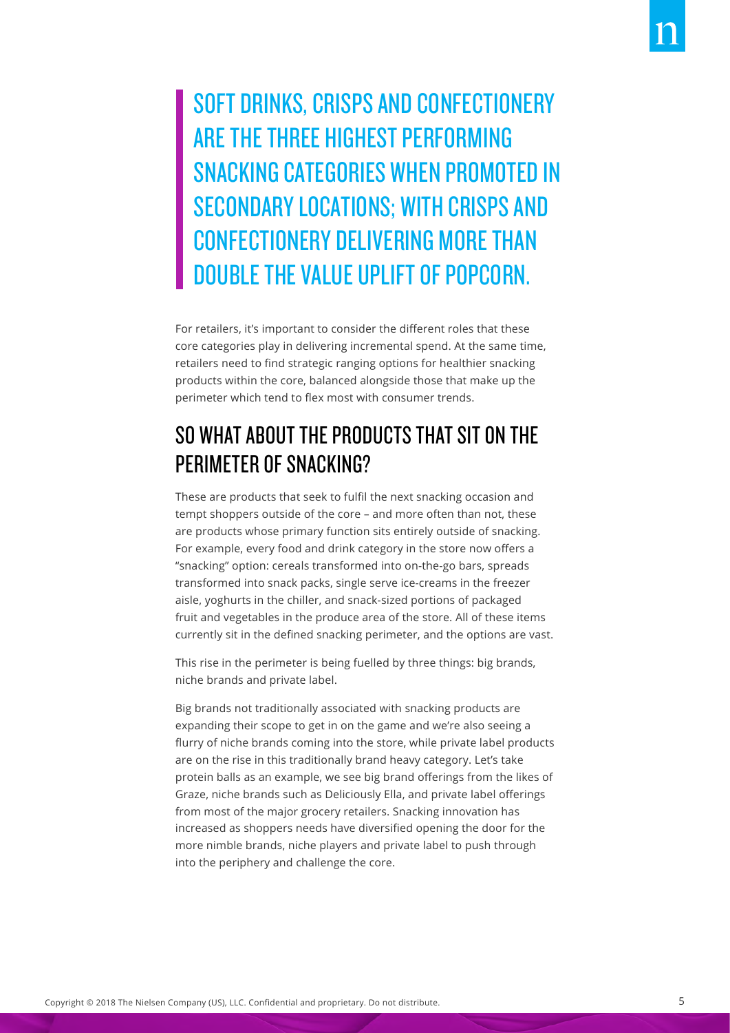> SOFT DRINKS, CRISPS AND CONFECTIONERY ARE THE THREE HIGHEST PERFORMING SNACKING CATEGORIES WHEN PROMOTED IN SECONDARY LOCATIONS; WITH CRISPS AND CONFECTIONERY DELIVERING MORE THAN DOUBLE THE VALUE UPLIFT OF POPCORN.

For retailers, it's important to consider the different roles that these core categories play in delivering incremental spend. At the same time, retailers need to find strategic ranging options for healthier snacking products within the core, balanced alongside those that make up the perimeter which tend to flex most with consumer trends.

## SO WHAT ABOUT THE PRODUCTS THAT SIT ON THE PERIMETER OF SNACKING?

These are products that seek to fulfil the next snacking occasion and tempt shoppers outside of the core – and more often than not, these are products whose primary function sits entirely outside of snacking. For example, every food and drink category in the store now offers a "snacking" option: cereals transformed into on-the-go bars, spreads transformed into snack packs, single serve ice-creams in the freezer aisle, yoghurts in the chiller, and snack-sized portions of packaged fruit and vegetables in the produce area of the store. All of these items currently sit in the defined snacking perimeter, and the options are vast.

This rise in the perimeter is being fuelled by three things: big brands, niche brands and private label.

Big brands not traditionally associated with snacking products are expanding their scope to get in on the game and we're also seeing a flurry of niche brands coming into the store, while private label products are on the rise in this traditionally brand heavy category. Let's take protein balls as an example, we see big brand offerings from the likes of Graze, niche brands such as Deliciously Ella, and private label offerings from most of the major grocery retailers. Snacking innovation has increased as shoppers needs have diversified opening the door for the more nimble brands, niche players and private label to push through into the periphery and challenge the core.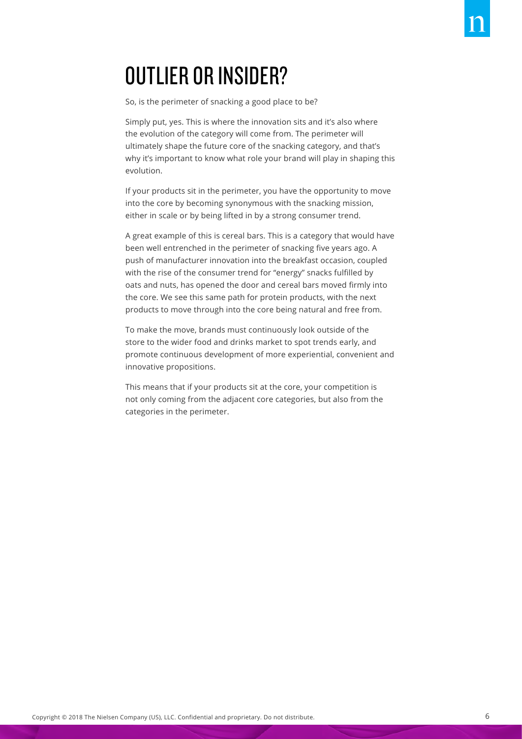# OUTLIER OR INSIDER?

So, is the perimeter of snacking a good place to be?

Simply put, yes. This is where the innovation sits and it's also where the evolution of the category will come from. The perimeter will ultimately shape the future core of the snacking category, and that's why it's important to know what role your brand will play in shaping this evolution.

If your products sit in the perimeter, you have the opportunity to move into the core by becoming synonymous with the snacking mission, either in scale or by being lifted in by a strong consumer trend.

A great example of this is cereal bars. This is a category that would have been well entrenched in the perimeter of snacking five years ago. A push of manufacturer innovation into the breakfast occasion, coupled with the rise of the consumer trend for "energy" snacks fulfilled by oats and nuts, has opened the door and cereal bars moved firmly into the core. We see this same path for protein products, with the next products to move through into the core being natural and free from.

To make the move, brands must continuously look outside of the store to the wider food and drinks market to spot trends early, and promote continuous development of more experiential, convenient and innovative propositions.

This means that if your products sit at the core, your competition is not only coming from the adjacent core categories, but also from the categories in the perimeter.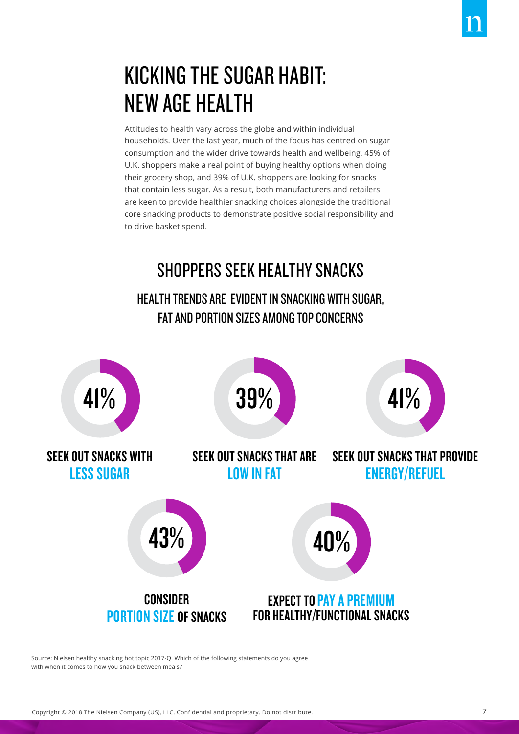# KICKING THE SUGAR HABIT: NEW AGE HEALTH

Attitudes to health vary across the globe and within individual households. Over the last year, much of the focus has centred on sugar consumption and the wider drive towards health and wellbeing. 45% of U.K. shoppers make a real point of buying healthy options when doing their grocery shop, and 39% of U.K. shoppers are looking for snacks that contain less sugar. As a result, both manufacturers and retailers are keen to provide healthier snacking choices alongside the traditional core snacking products to demonstrate positive social responsibility and to drive basket spend.

## SHOPPERS SEEK HEALTHY SNACKS

### HEALTH TRENDS ARE EVIDENT IN SNACKING WITH SUGAR, FAT AND PORTION SIZES AMONG TOP CONCERNS

**41%** SEEK OUT SNACKS WITH **LESS SUGAR**

**39%** SEEK OUT SNACKS THAT ARE **LOW IN FAT**

**41%** SEEK OUT SNACKS THAT PROVIDE **ENERGY/REFUEL**

**43%** CONSIDER **PORTION SIZE** OF SNACKS

**40%** EXPECT TO **PAY A PREMIUM** FOR HEALTHY/FUNCTIONAL SNACKS

Source: Nielsen healthy snacking hot topic 2017-Q. Which of the following statements do you agree with when it comes to how you snack between meals?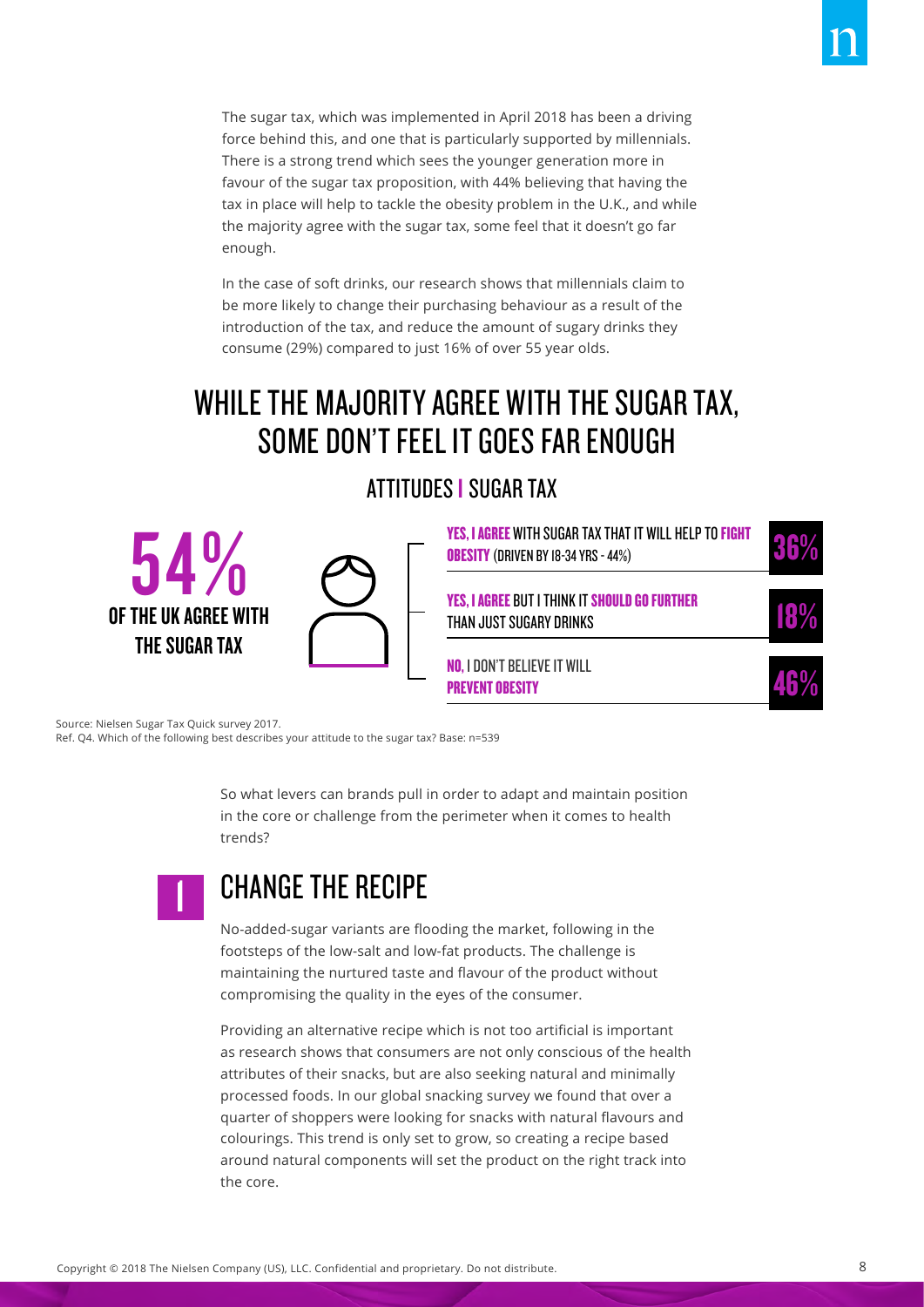The sugar tax, which was implemented in April 2018 has been a driving force behind this, and one that is particularly supported by millennials. There is a strong trend which sees the younger generation more in favour of the sugar tax proposition, with 44% believing that having the tax in place will help to tackle the obesity problem in the U.K., and while the majority agree with the sugar tax, some feel that it doesn't go far enough.

In the case of soft drinks, our research shows that millennials claim to be more likely to change their purchasing behaviour as a result of the introduction of the tax, and reduce the amount of sugary drinks they consume (29%) compared to just 16% of over 55 year olds.

## WHILE THE MAJORITY AGREE WITH THE SUGAR TAX, SOME DON'T FEEL IT GOES FAR ENOUGH

### ATTITUDES | SUGAR TAX

**54%** OF THE UK AGREE WITH THE SUGAR TAX

| Attitude | % |
|---|---|
| **YES, I AGREE** WITH SUGAR TAX THAT IT WILL HELP TO **FIGHT OBESITY** (DRIVEN BY 18-34 YRS - 44%) | 36% |
| **YES, I AGREE** BUT I THINK IT **SHOULD GO FURTHER** THAN JUST SUGARY DRINKS | 18% |
| **NO,** I DON'T BELIEVE IT WILL **PREVENT OBESITY** | 46% |

Source: Nielsen Sugar Tax Quick survey 2017.
Ref. Q4. Which of the following best describes your attitude to the sugar tax? Base: n=539

So what levers can brands pull in order to adapt and maintain position in the core or challenge from the perimeter when it comes to health trends?

## 1 CHANGE THE RECIPE

No-added-sugar variants are flooding the market, following in the footsteps of the low-salt and low-fat products. The challenge is maintaining the nurtured taste and flavour of the product without compromising the quality in the eyes of the consumer.

Providing an alternative recipe which is not too artificial is important as research shows that consumers are not only conscious of the health attributes of their snacks, but are also seeking natural and minimally processed foods. In our global snacking survey we found that over a quarter of shoppers were looking for snacks with natural flavours and colourings. This trend is only set to grow, so creating a recipe based around natural components will set the product on the right track into the core.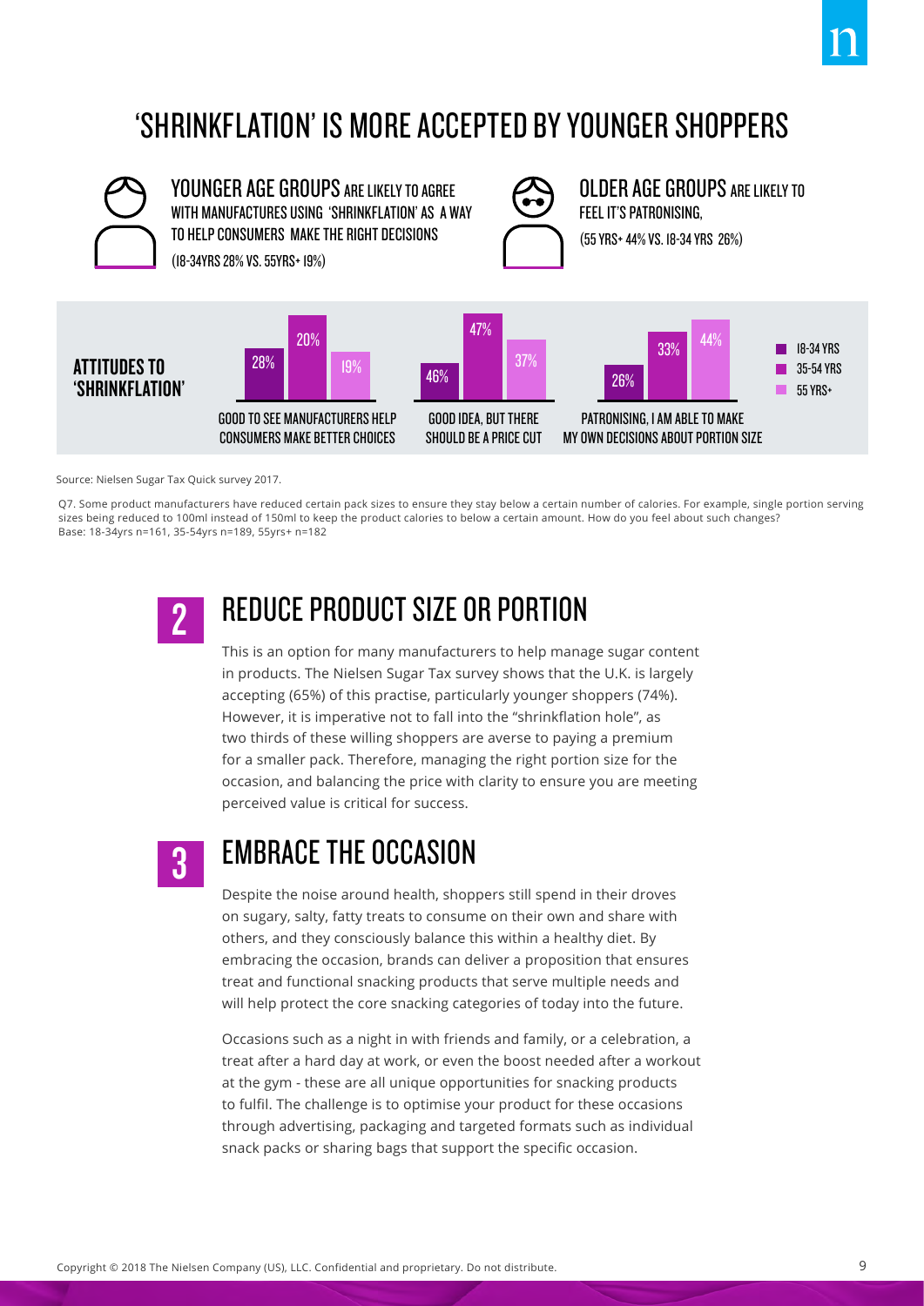# 'SHRINKFLATION' IS MORE ACCEPTED BY YOUNGER SHOPPERS

**YOUNGER AGE GROUPS** ARE LIKELY TO AGREE WITH MANUFACTURES USING 'SHRINKFLATION' AS A WAY TO HELP CONSUMERS MAKE THE RIGHT DECISIONS

(18-34YRS 28% VS. 55YRS+ 19%)

**OLDER AGE GROUPS** ARE LIKELY TO FEEL IT'S PATRONISING,

(55 YRS+ 44% VS. 18-34 YRS 26%)

**ATTITUDES TO 'SHRINKFLATION'**

| | 18-34 YRS | 35-54 YRS | 55 YRS+ |
|---|---|---|---|
| GOOD TO SEE MANUFACTURERS HELP CONSUMERS MAKE BETTER CHOICES | 28% | 20% | 19% |
| GOOD IDEA, BUT THERE SHOULD BE A PRICE CUT | 46% | 47% | 37% |
| PATRONISING, I AM ABLE TO MAKE MY OWN DECISIONS ABOUT PORTION SIZE | 26% | 33% | 44% |

Source: Nielsen Sugar Tax Quick survey 2017.

Q7. Some product manufacturers have reduced certain pack sizes to ensure they stay below a certain number of calories. For example, single portion serving sizes being reduced to 100ml instead of 150ml to keep the product calories to below a certain amount. How do you feel about such changes?
Base: 18-34yrs n=161, 35-54yrs n=189, 55yrs+ n=182

## 2 REDUCE PRODUCT SIZE OR PORTION

This is an option for many manufacturers to help manage sugar content in products. The Nielsen Sugar Tax survey shows that the U.K. is largely accepting (65%) of this practise, particularly younger shoppers (74%). However, it is imperative not to fall into the "shrinkflation hole", as two thirds of these willing shoppers are averse to paying a premium for a smaller pack. Therefore, managing the right portion size for the occasion, and balancing the price with clarity to ensure you are meeting perceived value is critical for success.

## 3 EMBRACE THE OCCASION

Despite the noise around health, shoppers still spend in their droves on sugary, salty, fatty treats to consume on their own and share with others, and they consciously balance this within a healthy diet. By embracing the occasion, brands can deliver a proposition that ensures treat and functional snacking products that serve multiple needs and will help protect the core snacking categories of today into the future.

Occasions such as a night in with friends and family, or a celebration, a treat after a hard day at work, or even the boost needed after a workout at the gym - these are all unique opportunities for snacking products to fulfil. The challenge is to optimise your product for these occasions through advertising, packaging and targeted formats such as individual snack packs or sharing bags that support the specific occasion.

Copyright © 2018 The Nielsen Company (US), LLC. Confidential and proprietary. Do not distribute.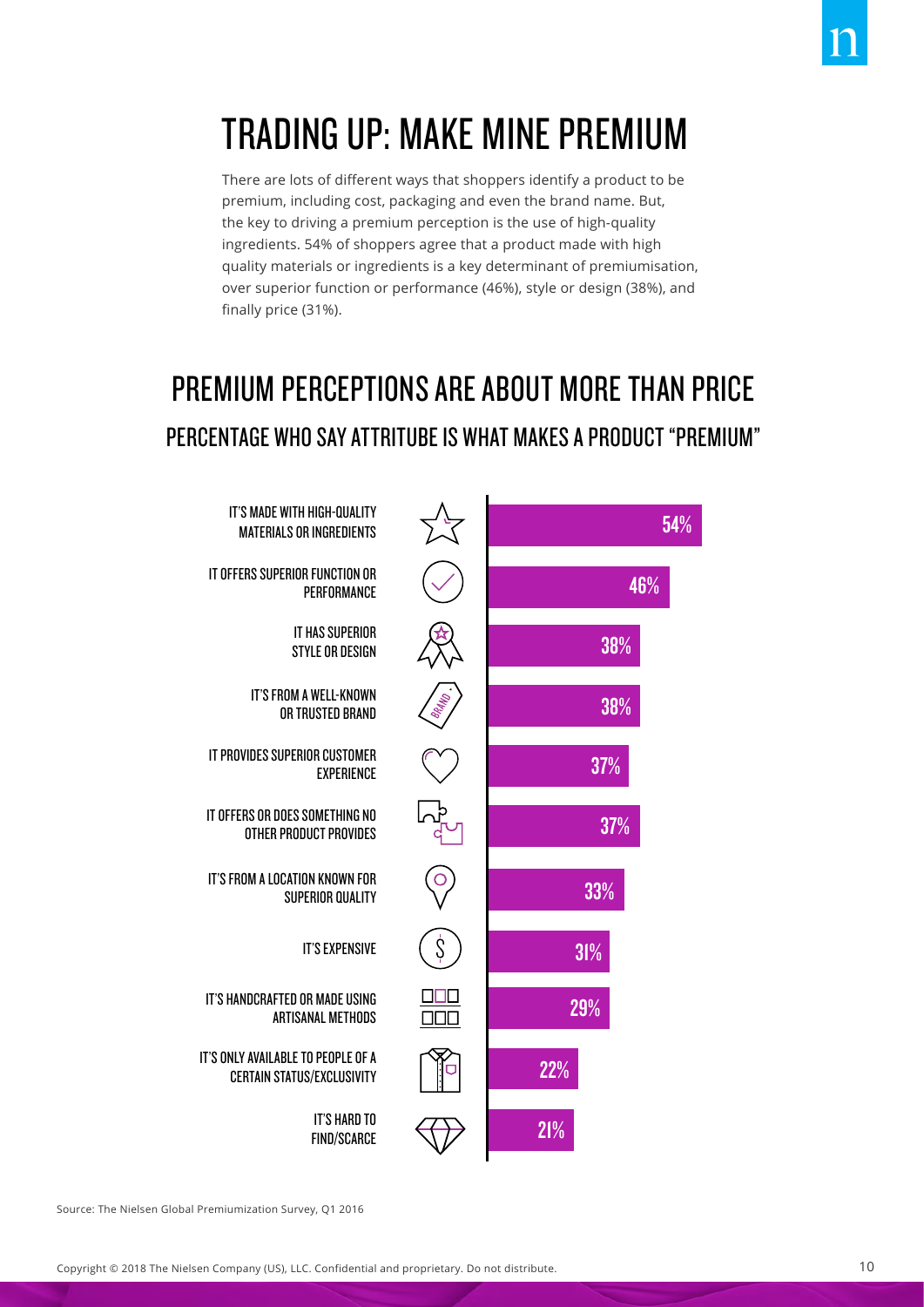# TRADING UP: MAKE MINE PREMIUM

There are lots of different ways that shoppers identify a product to be premium, including cost, packaging and even the brand name. But, the key to driving a premium perception is the use of high-quality ingredients. 54% of shoppers agree that a product made with high quality materials or ingredients is a key determinant of premiumisation, over superior function or performance (46%), style or design (38%), and finally price (31%).

## PREMIUM PERCEPTIONS ARE ABOUT MORE THAN PRICE

### PERCENTAGE WHO SAY ATTRITUBE IS WHAT MAKES A PRODUCT "PREMIUM"

| Attribute | Percentage |
|---|---|
| IT'S MADE WITH HIGH-QUALITY MATERIALS OR INGREDIENTS | 54% |
| IT OFFERS SUPERIOR FUNCTION OR PERFORMANCE | 46% |
| IT HAS SUPERIOR STYLE OR DESIGN | 38% |
| IT'S FROM A WELL-KNOWN OR TRUSTED BRAND | 38% |
| IT PROVIDES SUPERIOR CUSTOMER EXPERIENCE | 37% |
| IT OFFERS OR DOES SOMETHING NO OTHER PRODUCT PROVIDES | 37% |
| IT'S FROM A LOCATION KNOWN FOR SUPERIOR QUALITY | 33% |
| IT'S EXPENSIVE | 31% |
| IT'S HANDCRAFTED OR MADE USING ARTISANAL METHODS | 29% |
| IT'S ONLY AVAILABLE TO PEOPLE OF A CERTAIN STATUS/EXCLUSIVITY | 22% |
| IT'S HARD TO FIND/SCARCE | 21% |

Source: The Nielsen Global Premiumization Survey, Q1 2016

Copyright © 2018 The Nielsen Company (US), LLC. Confidential and proprietary. Do not distribute.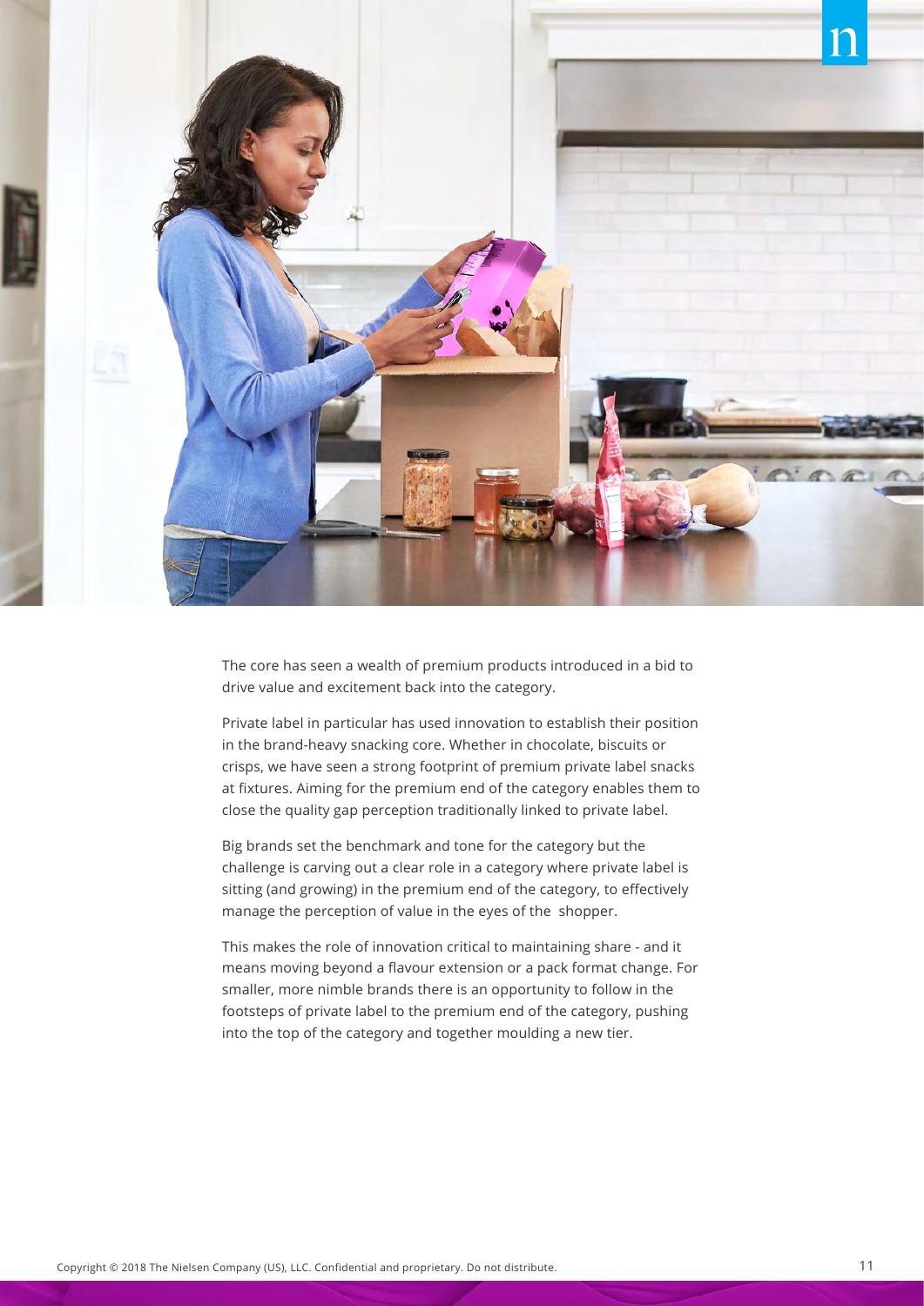The core has seen a wealth of premium products introduced in a bid to drive value and excitement back into the category.

Private label in particular has used innovation to establish their position in the brand-heavy snacking core. Whether in chocolate, biscuits or crisps, we have seen a strong footprint of premium private label snacks at fixtures. Aiming for the premium end of the category enables them to close the quality gap perception traditionally linked to private label.

Big brands set the benchmark and tone for the category but the challenge is carving out a clear role in a category where private label is sitting (and growing) in the premium end of the category, to effectively manage the perception of value in the eyes of the shopper.

This makes the role of innovation critical to maintaining share - and it means moving beyond a flavour extension or a pack format change. For smaller, more nimble brands there is an opportunity to follow in the footsteps of private label to the premium end of the category, pushing into the top of the category and together moulding a new tier.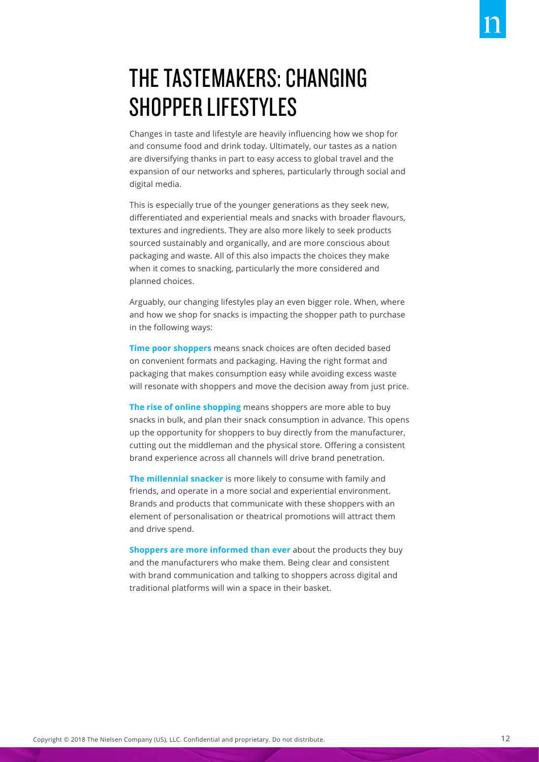# THE TASTEMAKERS: CHANGING SHOPPER LIFESTYLES

Changes in taste and lifestyle are heavily influencing how we shop for and consume food and drink today. Ultimately, our tastes as a nation are diversifying thanks in part to easy access to global travel and the expansion of our networks and spheres, particularly through social and digital media.

This is especially true of the younger generations as they seek new, differentiated and experiential meals and snacks with broader flavours, textures and ingredients. They are also more likely to seek products sourced sustainably and organically, and are more conscious about packaging and waste. All of this also impacts the choices they make when it comes to snacking, particularly the more considered and planned choices.

Arguably, our changing lifestyles play an even bigger role. When, where and how we shop for snacks is impacting the shopper path to purchase in the following ways:

**Time poor shoppers** means snack choices are often decided based on convenient formats and packaging. Having the right format and packaging that makes consumption easy while avoiding excess waste will resonate with shoppers and move the decision away from just price.

**The rise of online shopping** means shoppers are more able to buy snacks in bulk, and plan their snack consumption in advance. This opens up the opportunity for shoppers to buy directly from the manufacturer, cutting out the middleman and the physical store. Offering a consistent brand experience across all channels will drive brand penetration.

**The millennial snacker** is more likely to consume with family and friends, and operate in a more social and experiential environment. Brands and products that communicate with these shoppers with an element of personalisation or theatrical promotions will attract them and drive spend.

**Shoppers are more informed than ever** about the products they buy and the manufacturers who make them. Being clear and consistent with brand communication and talking to shoppers across digital and traditional platforms will win a space in their basket.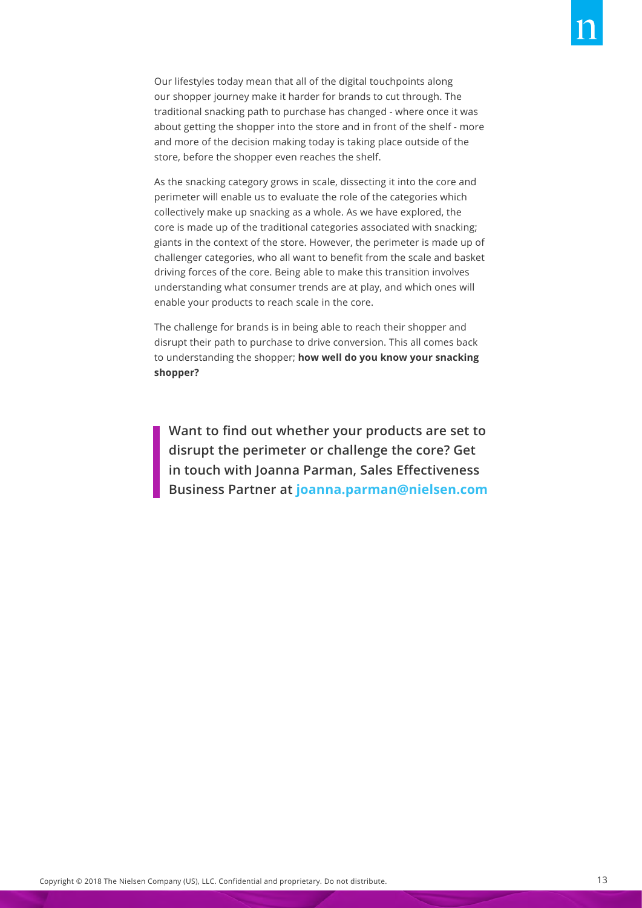Our lifestyles today mean that all of the digital touchpoints along our shopper journey make it harder for brands to cut through. The traditional snacking path to purchase has changed - where once it was about getting the shopper into the store and in front of the shelf - more and more of the decision making today is taking place outside of the store, before the shopper even reaches the shelf.

As the snacking category grows in scale, dissecting it into the core and perimeter will enable us to evaluate the role of the categories which collectively make up snacking as a whole. As we have explored, the core is made up of the traditional categories associated with snacking; giants in the context of the store. However, the perimeter is made up of challenger categories, who all want to benefit from the scale and basket driving forces of the core. Being able to make this transition involves understanding what consumer trends are at play, and which ones will enable your products to reach scale in the core.

The challenge for brands is in being able to reach their shopper and disrupt their path to purchase to drive conversion. This all comes back to understanding the shopper; **how well do you know your snacking shopper?**

**Want to find out whether your products are set to disrupt the perimeter or challenge the core? Get in touch with Joanna Parman, Sales Effectiveness Business Partner at joanna.parman@nielsen.com**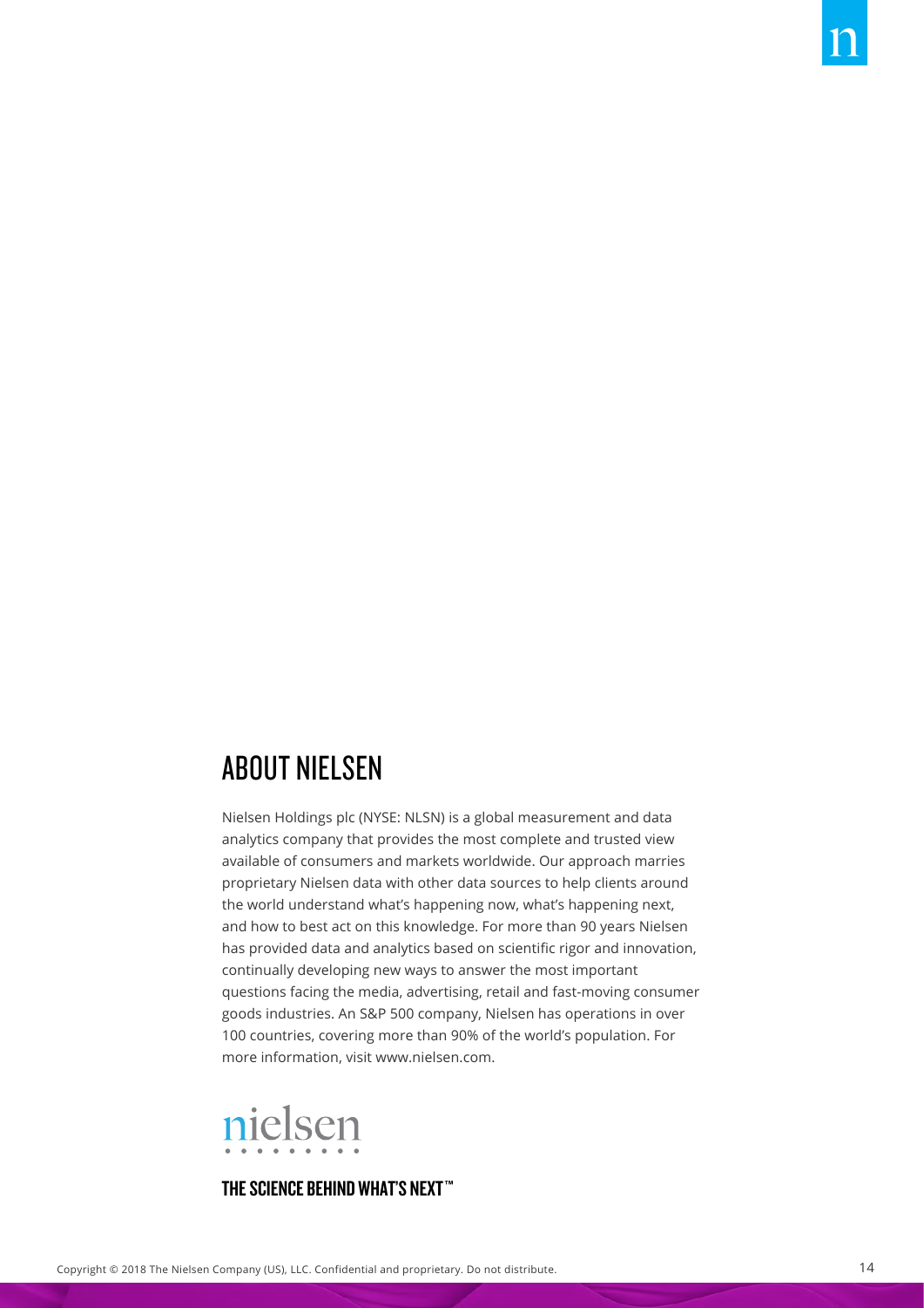## ABOUT NIELSEN

Nielsen Holdings plc (NYSE: NLSN) is a global measurement and data analytics company that provides the most complete and trusted view available of consumers and markets worldwide. Our approach marries proprietary Nielsen data with other data sources to help clients around the world understand what's happening now, what's happening next, and how to best act on this knowledge. For more than 90 years Nielsen has provided data and analytics based on scientific rigor and innovation, continually developing new ways to answer the most important questions facing the media, advertising, retail and fast-moving consumer goods industries. An S&P 500 company, Nielsen has operations in over 100 countries, covering more than 90% of the world's population. For more information, visit www.nielsen.com.

nielsen

**THE SCIENCE BEHIND WHAT'S NEXT™**

Copyright © 2018 The Nielsen Company (US), LLC. Confidential and proprietary. Do not distribute.